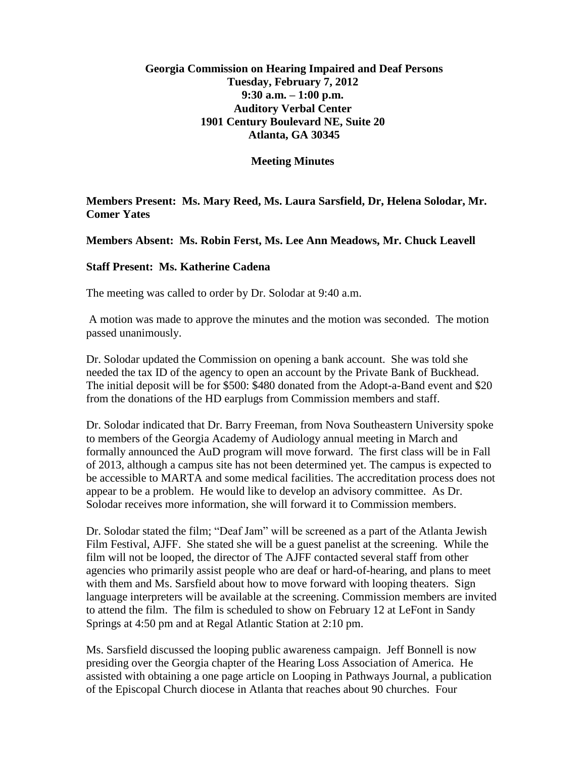**Georgia Commission on Hearing Impaired and Deaf Persons**
**Tuesday, February 7, 2012**
**9:30 a.m. – 1:00 p.m.**
**Auditory Verbal Center**
**1901 Century Boulevard NE, Suite 20**
**Atlanta, GA 30345**

**Meeting Minutes**

**Members Present: Ms. Mary Reed, Ms. Laura Sarsfield, Dr, Helena Solodar, Mr. Comer Yates**

**Members Absent: Ms. Robin Ferst, Ms. Lee Ann Meadows, Mr. Chuck Leavell**

**Staff Present: Ms. Katherine Cadena**

The meeting was called to order by Dr. Solodar at 9:40 a.m.

A motion was made to approve the minutes and the motion was seconded. The motion passed unanimously.

Dr. Solodar updated the Commission on opening a bank account. She was told she needed the tax ID of the agency to open an account by the Private Bank of Buckhead. The initial deposit will be for $500: $480 donated from the Adopt-a-Band event and $20 from the donations of the HD earplugs from Commission members and staff.

Dr. Solodar indicated that Dr. Barry Freeman, from Nova Southeastern University spoke to members of the Georgia Academy of Audiology annual meeting in March and formally announced the AuD program will move forward. The first class will be in Fall of 2013, although a campus site has not been determined yet. The campus is expected to be accessible to MARTA and some medical facilities. The accreditation process does not appear to be a problem. He would like to develop an advisory committee. As Dr. Solodar receives more information, she will forward it to Commission members.

Dr. Solodar stated the film; "Deaf Jam" will be screened as a part of the Atlanta Jewish Film Festival, AJFF. She stated she will be a guest panelist at the screening. While the film will not be looped, the director of The AJFF contacted several staff from other agencies who primarily assist people who are deaf or hard-of-hearing, and plans to meet with them and Ms. Sarsfield about how to move forward with looping theaters. Sign language interpreters will be available at the screening. Commission members are invited to attend the film. The film is scheduled to show on February 12 at LeFont in Sandy Springs at 4:50 pm and at Regal Atlantic Station at 2:10 pm.

Ms. Sarsfield discussed the looping public awareness campaign. Jeff Bonnell is now presiding over the Georgia chapter of the Hearing Loss Association of America. He assisted with obtaining a one page article on Looping in Pathways Journal, a publication of the Episcopal Church diocese in Atlanta that reaches about 90 churches. Four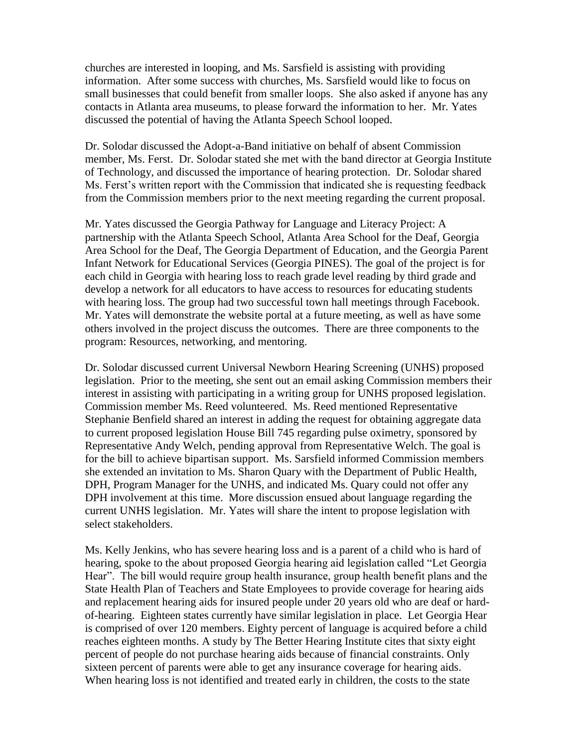churches are interested in looping, and Ms. Sarsfield is assisting with providing information. After some success with churches, Ms. Sarsfield would like to focus on small businesses that could benefit from smaller loops. She also asked if anyone has any contacts in Atlanta area museums, to please forward the information to her. Mr. Yates discussed the potential of having the Atlanta Speech School looped.

Dr. Solodar discussed the Adopt-a-Band initiative on behalf of absent Commission member, Ms. Ferst. Dr. Solodar stated she met with the band director at Georgia Institute of Technology, and discussed the importance of hearing protection. Dr. Solodar shared Ms. Ferst's written report with the Commission that indicated she is requesting feedback from the Commission members prior to the next meeting regarding the current proposal.

Mr. Yates discussed the Georgia Pathway for Language and Literacy Project: A partnership with the Atlanta Speech School, Atlanta Area School for the Deaf, Georgia Area School for the Deaf, The Georgia Department of Education, and the Georgia Parent Infant Network for Educational Services (Georgia PINES). The goal of the project is for each child in Georgia with hearing loss to reach grade level reading by third grade and develop a network for all educators to have access to resources for educating students with hearing loss. The group had two successful town hall meetings through Facebook. Mr. Yates will demonstrate the website portal at a future meeting, as well as have some others involved in the project discuss the outcomes. There are three components to the program: Resources, networking, and mentoring.

Dr. Solodar discussed current Universal Newborn Hearing Screening (UNHS) proposed legislation. Prior to the meeting, she sent out an email asking Commission members their interest in assisting with participating in a writing group for UNHS proposed legislation. Commission member Ms. Reed volunteered. Ms. Reed mentioned Representative Stephanie Benfield shared an interest in adding the request for obtaining aggregate data to current proposed legislation House Bill 745 regarding pulse oximetry, sponsored by Representative Andy Welch, pending approval from Representative Welch. The goal is for the bill to achieve bipartisan support. Ms. Sarsfield informed Commission members she extended an invitation to Ms. Sharon Quary with the Department of Public Health, DPH, Program Manager for the UNHS, and indicated Ms. Quary could not offer any DPH involvement at this time. More discussion ensued about language regarding the current UNHS legislation. Mr. Yates will share the intent to propose legislation with select stakeholders.

Ms. Kelly Jenkins, who has severe hearing loss and is a parent of a child who is hard of hearing, spoke to the about proposed Georgia hearing aid legislation called "Let Georgia Hear". The bill would require group health insurance, group health benefit plans and the State Health Plan of Teachers and State Employees to provide coverage for hearing aids and replacement hearing aids for insured people under 20 years old who are deaf or hard-of-hearing. Eighteen states currently have similar legislation in place. Let Georgia Hear is comprised of over 120 members. Eighty percent of language is acquired before a child reaches eighteen months. A study by The Better Hearing Institute cites that sixty eight percent of people do not purchase hearing aids because of financial constraints. Only sixteen percent of parents were able to get any insurance coverage for hearing aids. When hearing loss is not identified and treated early in children, the costs to the state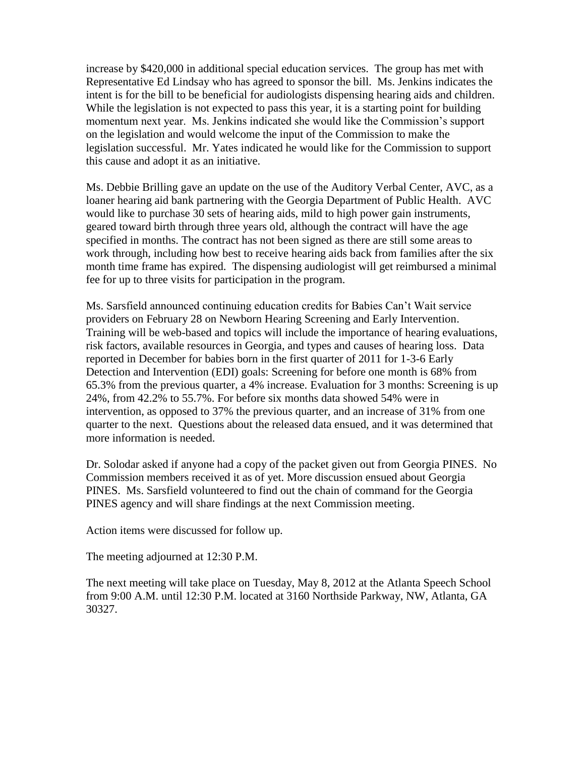increase by $420,000 in additional special education services. The group has met with Representative Ed Lindsay who has agreed to sponsor the bill. Ms. Jenkins indicates the intent is for the bill to be beneficial for audiologists dispensing hearing aids and children. While the legislation is not expected to pass this year, it is a starting point for building momentum next year. Ms. Jenkins indicated she would like the Commission's support on the legislation and would welcome the input of the Commission to make the legislation successful. Mr. Yates indicated he would like for the Commission to support this cause and adopt it as an initiative.

Ms. Debbie Brilling gave an update on the use of the Auditory Verbal Center, AVC, as a loaner hearing aid bank partnering with the Georgia Department of Public Health. AVC would like to purchase 30 sets of hearing aids, mild to high power gain instruments, geared toward birth through three years old, although the contract will have the age specified in months. The contract has not been signed as there are still some areas to work through, including how best to receive hearing aids back from families after the six month time frame has expired. The dispensing audiologist will get reimbursed a minimal fee for up to three visits for participation in the program.

Ms. Sarsfield announced continuing education credits for Babies Can't Wait service providers on February 28 on Newborn Hearing Screening and Early Intervention. Training will be web-based and topics will include the importance of hearing evaluations, risk factors, available resources in Georgia, and types and causes of hearing loss. Data reported in December for babies born in the first quarter of 2011 for 1-3-6 Early Detection and Intervention (EDI) goals: Screening for before one month is 68% from 65.3% from the previous quarter, a 4% increase. Evaluation for 3 months: Screening is up 24%, from 42.2% to 55.7%. For before six months data showed 54% were in intervention, as opposed to 37% the previous quarter, and an increase of 31% from one quarter to the next. Questions about the released data ensued, and it was determined that more information is needed.

Dr. Solodar asked if anyone had a copy of the packet given out from Georgia PINES. No Commission members received it as of yet. More discussion ensued about Georgia PINES. Ms. Sarsfield volunteered to find out the chain of command for the Georgia PINES agency and will share findings at the next Commission meeting.

Action items were discussed for follow up.

The meeting adjourned at 12:30 P.M.

The next meeting will take place on Tuesday, May 8, 2012 at the Atlanta Speech School from 9:00 A.M. until 12:30 P.M. located at 3160 Northside Parkway, NW, Atlanta, GA 30327.